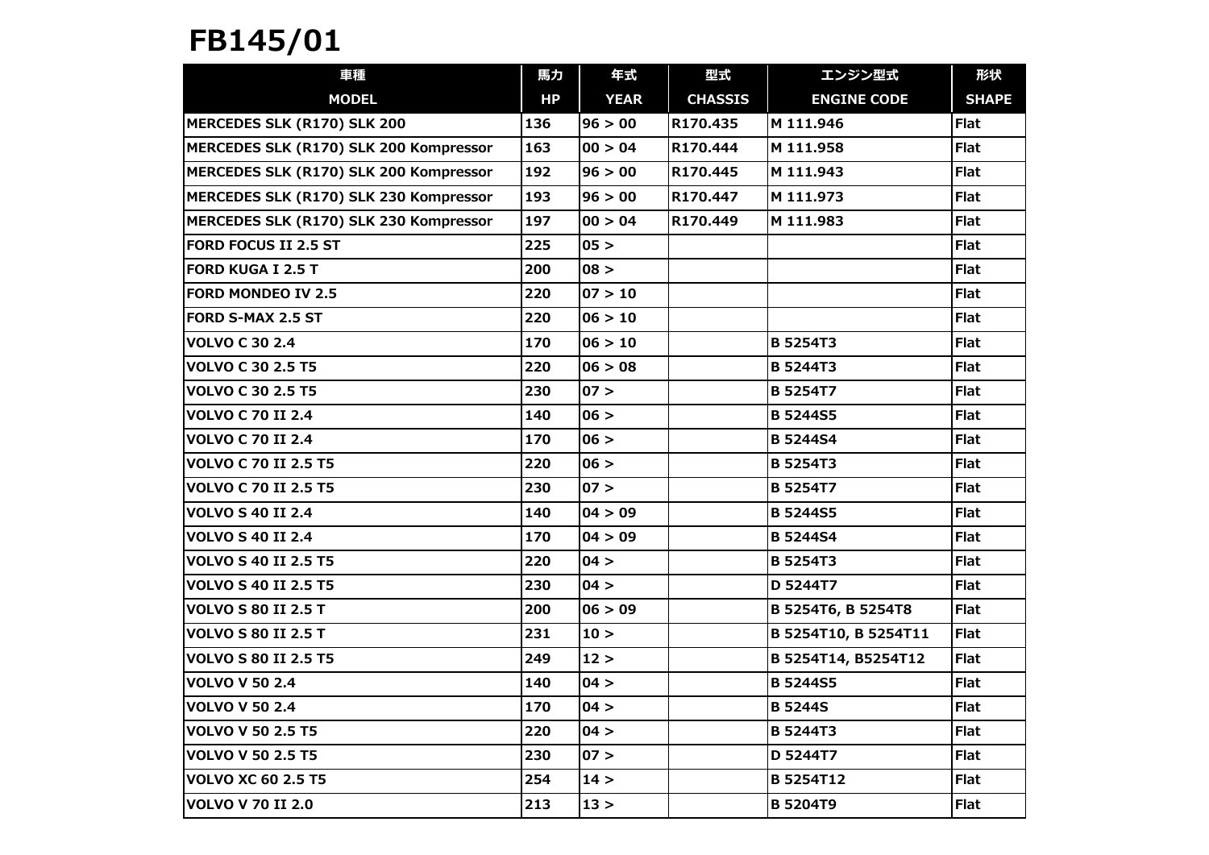# FB145/01

| 車種<br>MODEL | 馬力<br>HP | 年式<br>YEAR | 型式<br>CHASSIS | エンジン型式<br>ENGINE CODE | 形状<br>SHAPE |
|---|---|---|---|---|---|
| MERCEDES SLK (R170) SLK 200 | 136 | 96 > 00 | R170.435 | M 111.946 | Flat |
| MERCEDES SLK (R170) SLK 200 Kompressor | 163 | 00 > 04 | R170.444 | M 111.958 | Flat |
| MERCEDES SLK (R170) SLK 200 Kompressor | 192 | 96 > 00 | R170.445 | M 111.943 | Flat |
| MERCEDES SLK (R170) SLK 230 Kompressor | 193 | 96 > 00 | R170.447 | M 111.973 | Flat |
| MERCEDES SLK (R170) SLK 230 Kompressor | 197 | 00 > 04 | R170.449 | M 111.983 | Flat |
| FORD FOCUS II 2.5 ST | 225 | 05 > | | | Flat |
| FORD KUGA I 2.5 T | 200 | 08 > | | | Flat |
| FORD MONDEO IV 2.5 | 220 | 07 > 10 | | | Flat |
| FORD S-MAX 2.5 ST | 220 | 06 > 10 | | | Flat |
| VOLVO C 30 2.4 | 170 | 06 > 10 | | B 5254T3 | Flat |
| VOLVO C 30 2.5 T5 | 220 | 06 > 08 | | B 5244T3 | Flat |
| VOLVO C 30 2.5 T5 | 230 | 07 > | | B 5254T7 | Flat |
| VOLVO C 70 II 2.4 | 140 | 06 > | | B 5244S5 | Flat |
| VOLVO C 70 II 2.4 | 170 | 06 > | | B 5244S4 | Flat |
| VOLVO C 70 II 2.5 T5 | 220 | 06 > | | B 5254T3 | Flat |
| VOLVO C 70 II 2.5 T5 | 230 | 07 > | | B 5254T7 | Flat |
| VOLVO S 40 II 2.4 | 140 | 04 > 09 | | B 5244S5 | Flat |
| VOLVO S 40 II 2.4 | 170 | 04 > 09 | | B 5244S4 | Flat |
| VOLVO S 40 II 2.5 T5 | 220 | 04 > | | B 5254T3 | Flat |
| VOLVO S 40 II 2.5 T5 | 230 | 04 > | | D 5244T7 | Flat |
| VOLVO S 80 II 2.5 T | 200 | 06 > 09 | | B 5254T6, B 5254T8 | Flat |
| VOLVO S 80 II 2.5 T | 231 | 10 > | | B 5254T10, B 5254T11 | Flat |
| VOLVO S 80 II 2.5 T5 | 249 | 12 > | | B 5254T14, B5254T12 | Flat |
| VOLVO V 50 2.4 | 140 | 04 > | | B 5244S5 | Flat |
| VOLVO V 50 2.4 | 170 | 04 > | | B 5244S | Flat |
| VOLVO V 50 2.5 T5 | 220 | 04 > | | B 5244T3 | Flat |
| VOLVO V 50 2.5 T5 | 230 | 07 > | | D 5244T7 | Flat |
| VOLVO XC 60 2.5 T5 | 254 | 14 > | | B 5254T12 | Flat |
| VOLVO V 70 II 2.0 | 213 | 13 > | | B 5204T9 | Flat |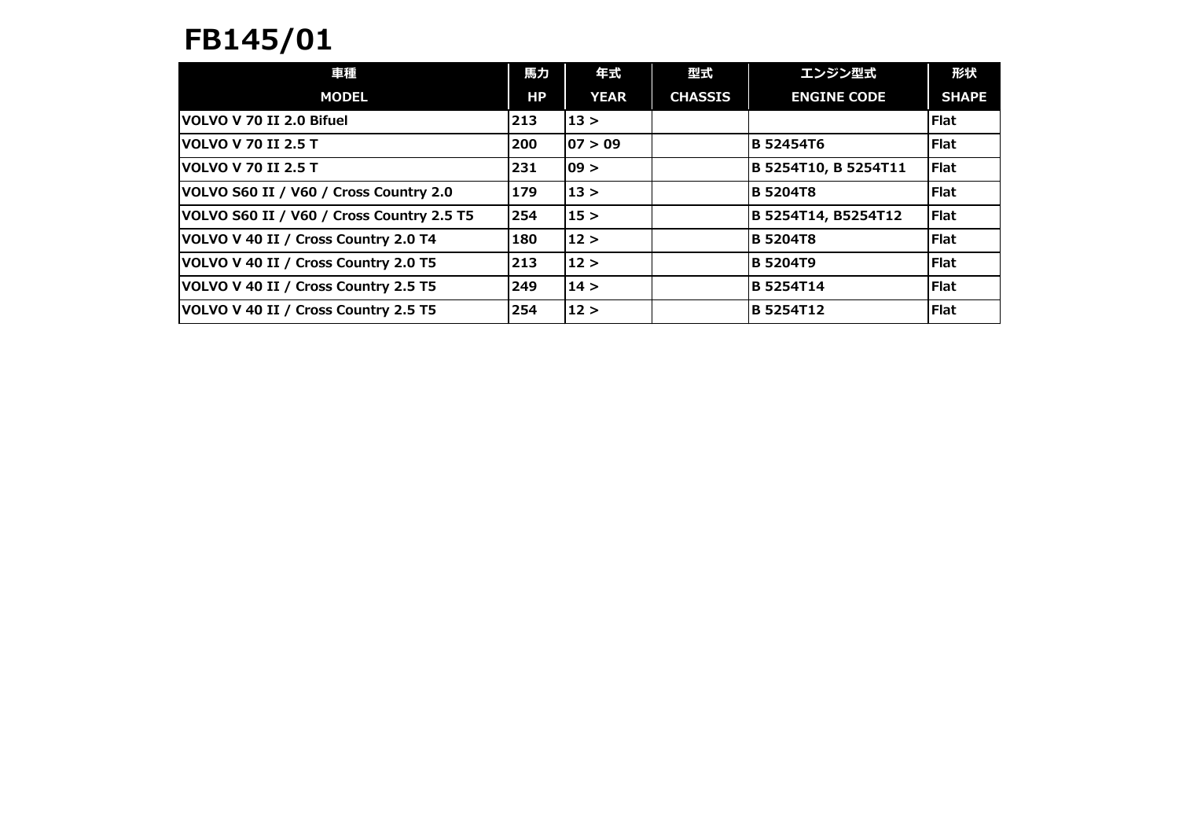# FB145/01

| 車種 | 馬力 | 年式 | 型式 | エンジン型式 | 形状 |
|---|---|---|---|---|---|
| MODEL | HP | YEAR | CHASSIS | ENGINE CODE | SHAPE |
| VOLVO V 70 II 2.0 Bifuel | 213 | 13 > | | | Flat |
| VOLVO V 70 II 2.5 T | 200 | 07 > 09 | | B 52454T6 | Flat |
| VOLVO V 70 II 2.5 T | 231 | 09 > | | B 5254T10, B 5254T11 | Flat |
| VOLVO S60 II / V60 / Cross Country 2.0 | 179 | 13 > | | B 5204T8 | Flat |
| VOLVO S60 II / V60 / Cross Country 2.5 T5 | 254 | 15 > | | B 5254T14, B5254T12 | Flat |
| VOLVO V 40 II / Cross Country 2.0 T4 | 180 | 12 > | | B 5204T8 | Flat |
| VOLVO V 40 II / Cross Country 2.0 T5 | 213 | 12 > | | B 5204T9 | Flat |
| VOLVO V 40 II / Cross Country 2.5 T5 | 249 | 14 > | | B 5254T14 | Flat |
| VOLVO V 40 II / Cross Country 2.5 T5 | 254 | 12 > | | B 5254T12 | Flat |